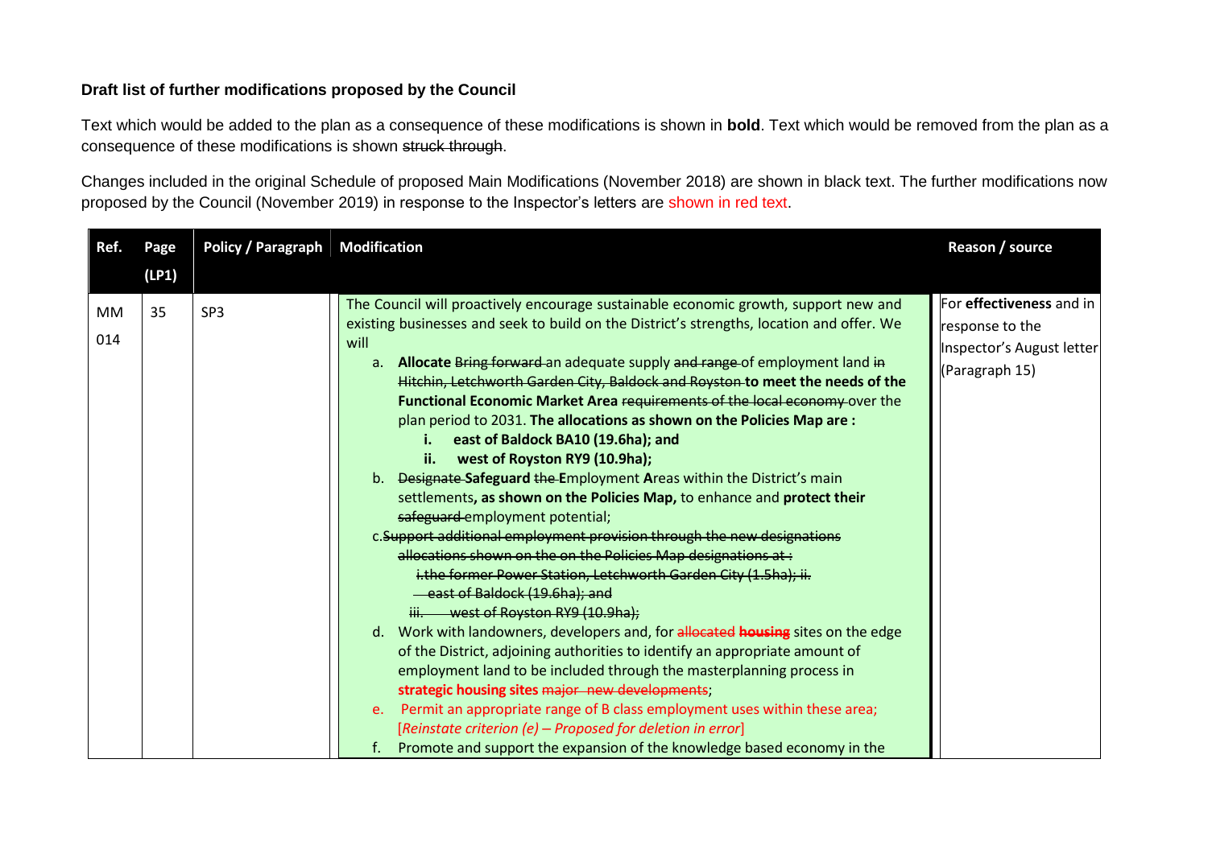**Draft list of further modifications proposed by the Council**

Text which would be added to the plan as a consequence of these modifications is shown in **bold**. Text which would be removed from the plan as a consequence of these modifications is shown ~~struck through~~.

Changes included in the original Schedule of proposed Main Modifications (November 2018) are shown in black text. The further modifications now proposed by the Council (November 2019) in response to the Inspector's letters are shown in red text.

| Ref. | Page (LP1) | Policy / Paragraph | Modification | Reason / source |
|---|---|---|---|---|
| MM 014 | 35 | SP3 | The Council will proactively encourage sustainable economic growth, support new and existing businesses and seek to build on the District's strengths, location and offer. We will<br>a. **Allocate** ~~Bring forward~~ an adequate supply ~~and range~~ of employment land ~~in Hitchin, Letchworth Garden City, Baldock and Royston~~ **to meet the needs of the Functional Economic Market Area** ~~requirements of the local economy~~ over the plan period to 2031. **The allocations as shown on the Policies Map are :**<br>**i. east of Baldock BA10 (19.6ha); and**<br>**ii. west of Royston RY9 (10.9ha);**<br>b. ~~Designate~~ **Safeguard** ~~the~~ **E**mployment **A**reas within the District's main settlements**, as shown on the Policies Map,** to enhance and **protect their** ~~safeguard~~ employment potential;<br>~~c. Support additional employment provision through the new designations allocations shown on the on the Policies Map designations at :~~<br>~~i. the former Power Station, Letchworth Garden City (1.5ha); ii.~~<br>~~east of Baldock (19.6ha); and~~<br>~~iii. west of Royston RY9 (10.9ha);~~<br>d. Work with landowners, developers and, for ~~allocated~~ **housing** sites on the edge of the District, adjoining authorities to identify an appropriate amount of employment land to be included through the masterplanning process in **strategic housing sites** ~~major new developments~~;<br>e. Permit an appropriate range of B class employment uses within these area; [*Reinstate criterion (e) – Proposed for deletion in error*]<br>f. Promote and support the expansion of the knowledge based economy in the | For **effectiveness** and in response to the Inspector's August letter (Paragraph 15) |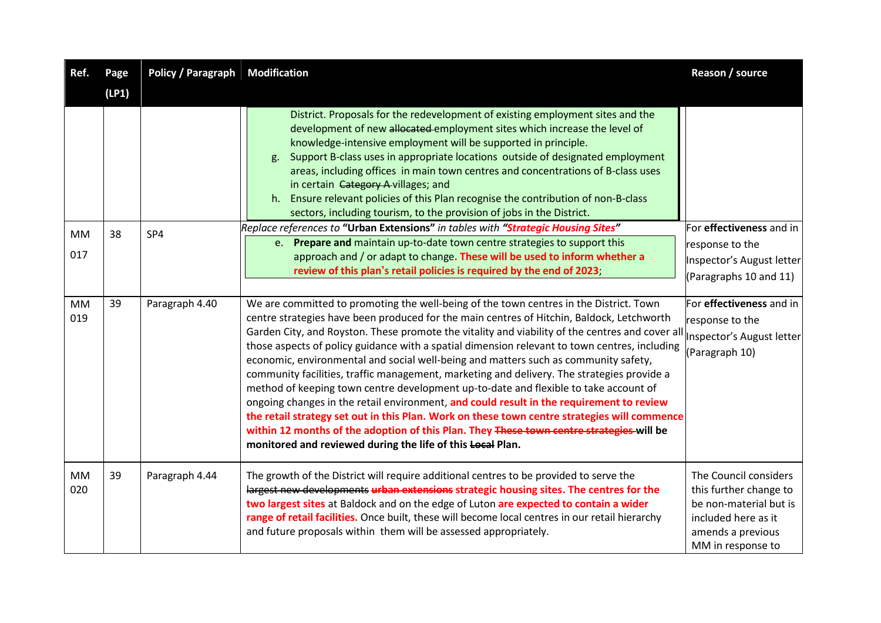| Ref. | Page (LP1) | Policy / Paragraph | Modification | Reason / source |
|---|---|---|---|---|
| | | | District. Proposals for the redevelopment of existing employment sites and the development of new ~~allocated~~ employment sites which increase the level of knowledge-intensive employment will be supported in principle.<br>g. Support B-class uses in appropriate locations outside of designated employment areas, including offices in main town centres and concentrations of B-class uses in certain ~~Category A~~ villages; and<br>h. Ensure relevant policies of this Plan recognise the contribution of non-B-class sectors, including tourism, to the provision of jobs in the District. | |
| MM 017 | 38 | SP4 | *Replace references to* **"Urban Extensions"** *in tables with* ***"Strategic Housing Sites"***<br>e. **Prepare and** maintain up-to-date town centre strategies to support this approach and / or adapt to change**. These will be used to inform whether a review of this plan's retail policies is required by the end of 2023**; | For **effectiveness** and in response to the Inspector's August letter (Paragraphs 10 and 11) |
| MM 019 | 39 | Paragraph 4.40 | We are committed to promoting the well-being of the town centres in the District. Town centre strategies have been produced for the main centres of Hitchin, Baldock, Letchworth Garden City, and Royston. These promote the vitality and viability of the centres and cover all those aspects of policy guidance with a spatial dimension relevant to town centres, including economic, environmental and social well-being and matters such as community safety, community facilities, traffic management, marketing and delivery. The strategies provide a method of keeping town centre development up-to-date and flexible to take account of ongoing changes in the retail environment, **and could result in the requirement to review the retail strategy set out in this Plan. Work on these town centre strategies will commence within 12 months of the adoption of this Plan. They** ~~These town centre strategies~~ **will be monitored and reviewed during the life of this** ~~Local~~ **Plan.** | For **effectiveness** and in response to the Inspector's August letter (Paragraph 10) |
| MM 020 | 39 | Paragraph 4.44 | The growth of the District will require additional centres to be provided to serve the ~~largest new developments~~ ~~**urban extensions**~~ **strategic housing sites. The centres for the two largest sites** at Baldock and on the edge of Luton **are expected to contain a wider range of retail facilities.** Once built, these will become local centres in our retail hierarchy and future proposals within them will be assessed appropriately. | The Council considers this further change to be non-material but is included here as it amends a previous MM in response to |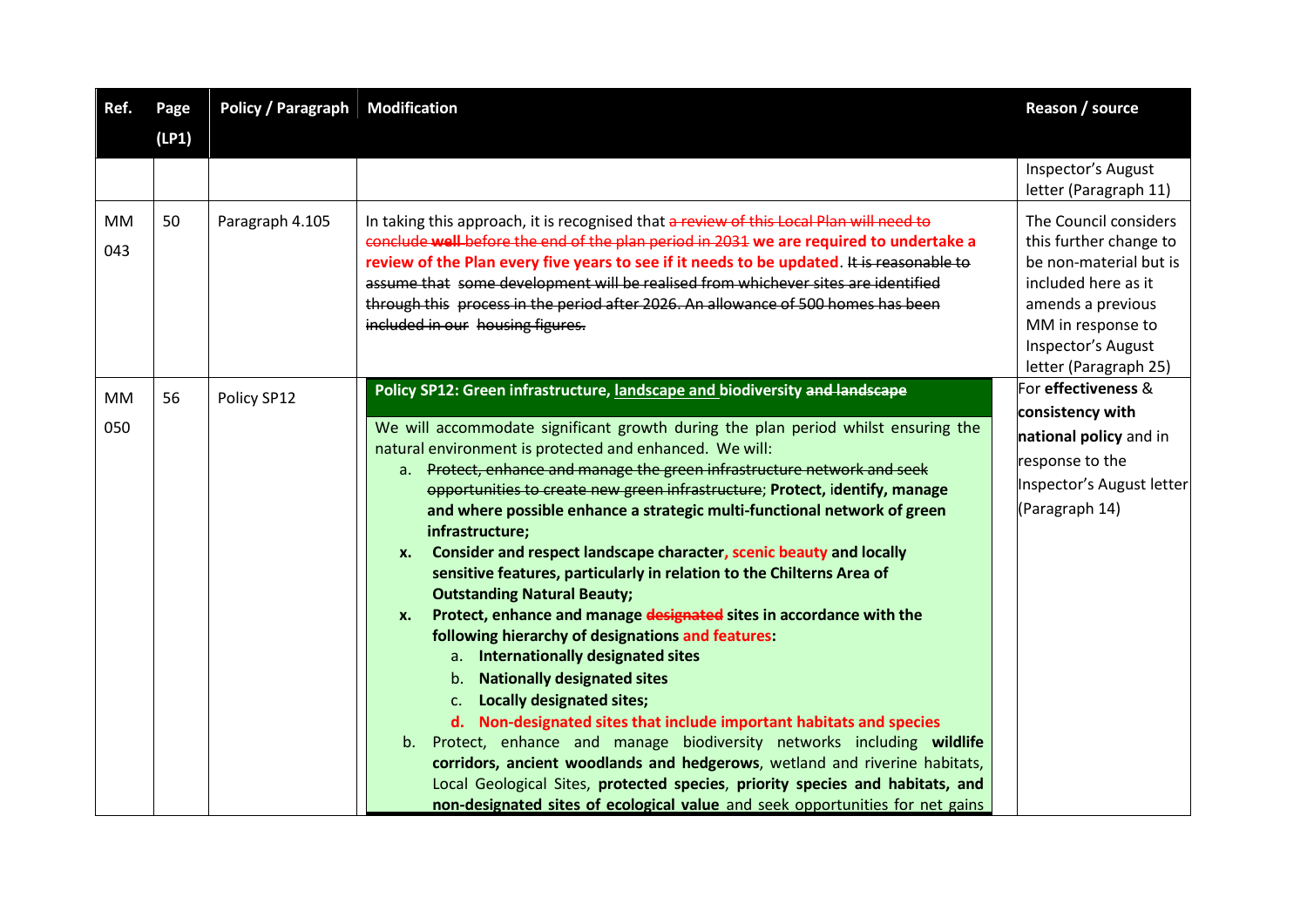| Ref. | Page (LP1) | Policy / Paragraph | Modification | Reason / source |
|---|---|---|---|---|
| | | | | Inspector's August letter (Paragraph 11) |
| MM 043 | 50 | Paragraph 4.105 | In taking this approach, it is recognised that ~~a review of this Local Plan will need to conclude **well** before the end of the plan period in 2031~~ **we are required to undertake a review of the Plan every five years to see if it needs to be updated**. ~~It is reasonable to assume that some development will be realised from whichever sites are identified through this process in the period after 2026. An allowance of 500 homes has been included in our housing figures.~~ | The Council considers this further change to be non-material but is included here as it amends a previous MM in response to Inspector's August letter (Paragraph 25) |
| MM 050 | 56 | Policy SP12 | **Policy SP12: Green infrastructure, <u>landscape and</u> biodiversity ~~and landscape~~**<br><br>We will accommodate significant growth during the plan period whilst ensuring the natural environment is protected and enhanced. We will:<br>a. ~~Protect, enhance and manage the green infrastructure network and seek opportunities to create new green infrastructure~~; **Protect, identify, manage and where possible enhance a strategic multi-functional network of green infrastructure;**<br>**x. Consider and respect landscape character, scenic beauty and locally sensitive features, particularly in relation to the Chilterns Area of Outstanding Natural Beauty;**<br>**x. Protect, enhance and manage ~~designated~~ sites in accordance with the following hierarchy of designations and features:**<br>a. **Internationally designated sites**<br>b. **Nationally designated sites**<br>c. **Locally designated sites;**<br>**d. Non-designated sites that include important habitats and species**<br>b. Protect, enhance and manage biodiversity networks including **wildlife corridors, ancient woodlands and hedgerows**, wetland and riverine habitats, Local Geological Sites, **protected species**, **priority species and habitats, and non-designated sites of ecological value** and seek opportunities for net gains | For **effectiveness** & **consistency with national policy** and in response to the Inspector's August letter (Paragraph 14) |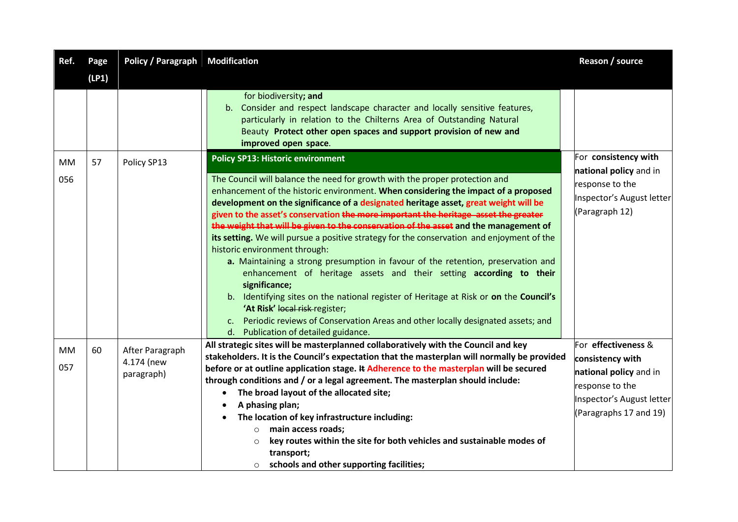| Ref. | Page (LP1) | Policy / Paragraph | Modification | Reason / source |
|---|---|---|---|---|
| | | | for biodiversity**; and**<br>b. Consider and respect landscape character and locally sensitive features, particularly in relation to the Chilterns Area of Outstanding Natural Beauty **Protect other open spaces and support provision of new and improved open space**. | |
| MM 056 | 57 | Policy SP13 | **Policy SP13: Historic environment**<br><br>The Council will balance the need for growth with the proper protection and enhancement of the historic environment. **When considering the impact of a proposed development on the significance of a designated heritage asset, great weight will be given to the asset's conservation ~~the more important the heritage asset the greater the weight that will be given to the conservation of the asset~~ and the management of its setting.** We will pursue a positive strategy for the conservation and enjoyment of the historic environment through:<br>**a.** Maintaining a strong presumption in favour of the retention, preservation and enhancement of heritage assets and their setting **according to their significance;**<br>b. Identifying sites on the national register of Heritage at Risk or **on** the **Council's 'At Risk'** ~~local risk~~ register;<br>c. Periodic reviews of Conservation Areas and other locally designated assets; and<br>d. Publication of detailed guidance. | For **consistency with national policy** and in response to the Inspector's August letter (Paragraph 12) |
| MM 057 | 60 | After Paragraph 4.174 (new paragraph) | **All strategic sites will be masterplanned collaboratively with the Council and key stakeholders. It is the Council's expectation that the masterplan will normally be provided before or at outline application stage. ~~It~~ Adherence to the masterplan will be secured through conditions and / or a legal agreement. The masterplan should include:**<br>• **The broad layout of the allocated site;**<br>• **A phasing plan;**<br>• **The location of key infrastructure including:**<br>  ○ **main access roads;**<br>  ○ **key routes within the site for both vehicles and sustainable modes of transport;**<br>  ○ **schools and other supporting facilities;** | For **effectiveness** & **consistency with national policy** and in response to the Inspector's August letter (Paragraphs 17 and 19) |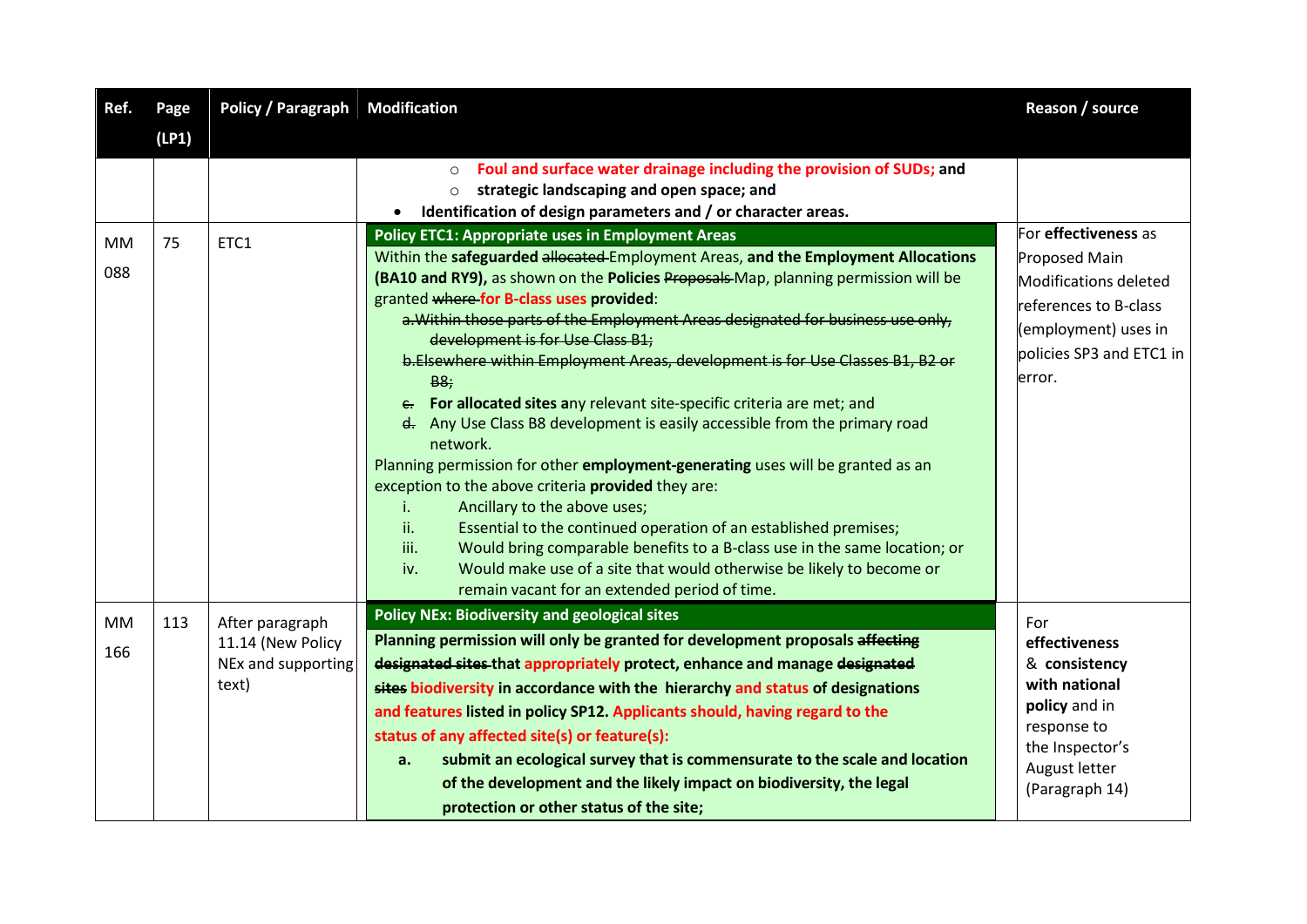| Ref. | Page (LP1) | Policy / Paragraph | Modification | Reason / source |
|---|---|---|---|---|
| | | | ○ **Foul and surface water drainage including the provision of SUDs; and**<br>○ **strategic landscaping and open space; and**<br>• **Identification of design parameters and / or character areas.** | |
| MM 088 | 75 | ETC1 | **Policy ETC1: Appropriate uses in Employment Areas**<br>Within the **safeguarded** ~~allocated~~ Employment Areas, **and the Employment Allocations (BA10 and RY9),** as shown on the **Policies** ~~Proposals~~ Map, planning permission will be granted ~~where~~ **for B-class uses provided**:<br>~~a. Within those parts of the Employment Areas designated for business use only, development is for Use Class B1;~~<br>~~b. Elsewhere within Employment Areas, development is for Use Classes B1, B2 or B8;~~<br>~~c.~~ **For allocated sites a**ny relevant site-specific criteria are met; and<br>~~d.~~ Any Use Class B8 development is easily accessible from the primary road network.<br>Planning permission for other **employment-generating** uses will be granted as an exception to the above criteria **provided** they are:<br>i. Ancillary to the above uses;<br>ii. Essential to the continued operation of an established premises;<br>iii. Would bring comparable benefits to a B-class use in the same location; or<br>iv. Would make use of a site that would otherwise be likely to become or remain vacant for an extended period of time. | For **effectiveness** as Proposed Main Modifications deleted references to B-class (employment) uses in policies SP3 and ETC1 in error. |
| MM 166 | 113 | After paragraph 11.14 (New Policy NEx and supporting text) | **Policy NEx: Biodiversity and geological sites**<br>**Planning permission will only be granted for development proposals ~~affecting designated sites~~ that appropriately protect, enhance and manage ~~designated sites~~ biodiversity in accordance with the hierarchy and status of designations and features listed in policy SP12. Applicants should, having regard to the status of any affected site(s) or feature(s):**<br>**a. submit an ecological survey that is commensurate to the scale and location of the development and the likely impact on biodiversity, the legal protection or other status of the site;** | For **effectiveness & consistency with national policy** and in response to the Inspector's August letter (Paragraph 14) |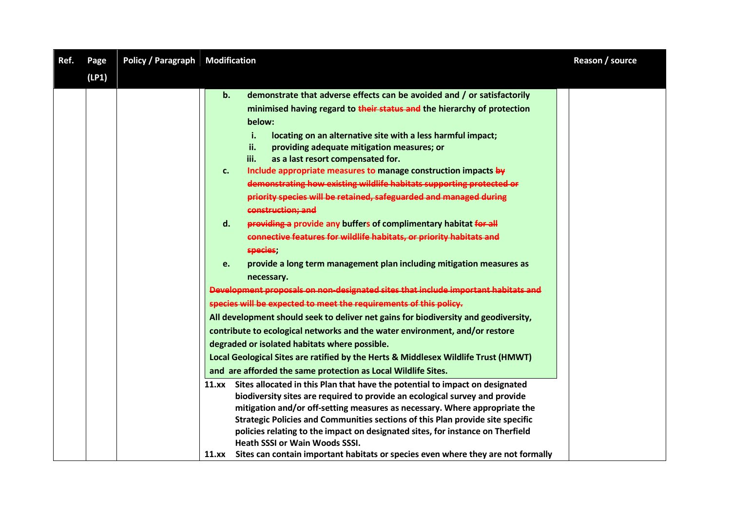| Ref. | Page (LP1) | Policy / Paragraph | Modification | Reason / source |
|---|---|---|---|---|
| | | | **b.** **demonstrate that adverse effects can be avoided and / or satisfactorly minimised having regard to ~~their status and~~ the hierarchy of protection below:**<br>**i.** **locating on an alternative site with a less harmful impact;**<br>**ii.** **providing adequate mitigation measures; or**<br>**iii.** **as a last resort compensated for.**<br>**c.** **Include appropriate measures to manage construction impacts ~~by demonstrating how existing wildlife habitats supporting protected or priority species will be retained, safeguarded and managed during construction; and~~**<br>**d.** **~~providing a~~ provide any buffers of complimentary habitat ~~for all connective features for wildlife habitats, or priority habitats and species~~;**<br>**e.** **provide a long term management plan including mitigation measures as necessary.**<br>**~~Development proposals on non-designated sites that include important habitats and species will be expected to meet the requirements of this policy.~~**<br>**All development should seek to deliver net gains for biodiversity and geodiversity, contribute to ecological networks and the water environment, and/or restore degraded or isolated habitats where possible.**<br>**Local Geological Sites are ratified by the Herts & Middlesex Wildlife Trust (HMWT) and are afforded the same protection as Local Wildlife Sites.**<br>**11.xx** **Sites allocated in this Plan that have the potential to impact on designated biodiversity sites are required to provide an ecological survey and provide mitigation and/or off-setting measures as necessary. Where appropriate the Strategic Policies and Communities sections of this Plan provide site specific policies relating to the impact on designated sites, for instance on Therfield Heath SSSI or Wain Woods SSSI.**<br>**11.xx** **Sites can contain important habitats or species even where they are not formally** | |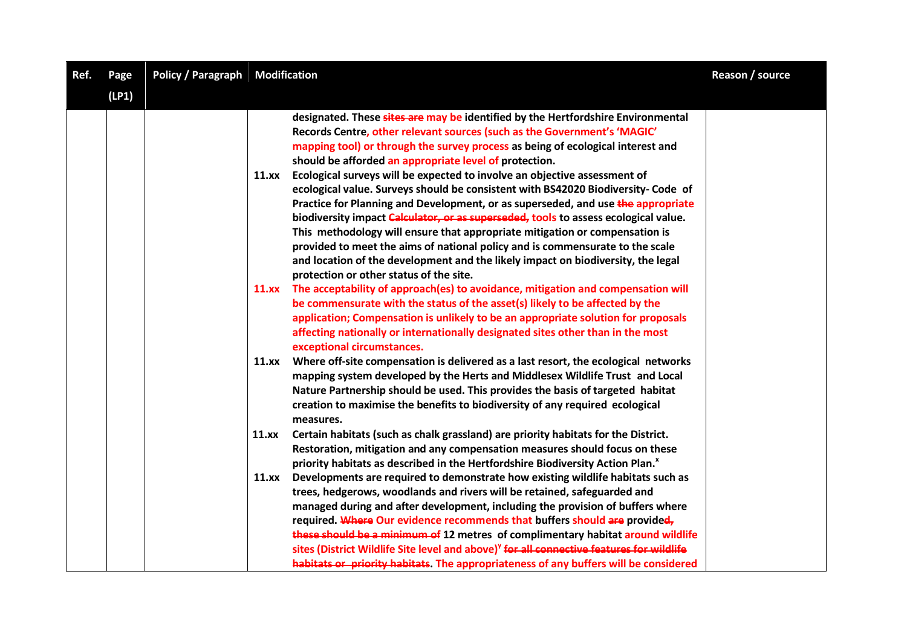| Ref. | Page (LP1) | Policy / Paragraph | Modification | Reason / source |
|---|---|---|---|---|
| | | | designated. These ~~sites are~~ may be identified by the Hertfordshire Environmental Records Centre, other relevant sources (such as the Government's 'MAGIC' mapping tool) or through the survey process as being of ecological interest and should be afforded an appropriate level of protection.<br><br>11.xx Ecological surveys will be expected to involve an objective assessment of ecological value. Surveys should be consistent with BS42020 Biodiversity- Code of Practice for Planning and Development, or as superseded, and use ~~the~~ appropriate biodiversity impact ~~Calculator, or as superseded,~~ tools to assess ecological value. This methodology will ensure that appropriate mitigation or compensation is provided to meet the aims of national policy and is commensurate to the scale and location of the development and the likely impact on biodiversity, the legal protection or other status of the site.<br><br>11.xx The acceptability of approach(es) to avoidance, mitigation and compensation will be commensurate with the status of the asset(s) likely to be affected by the application; Compensation is unlikely to be an appropriate solution for proposals affecting nationally or internationally designated sites other than in the most exceptional circumstances.<br><br>11.xx Where off-site compensation is delivered as a last resort, the ecological networks mapping system developed by the Herts and Middlesex Wildlife Trust and Local Nature Partnership should be used. This provides the basis of targeted habitat creation to maximise the benefits to biodiversity of any required ecological measures.<br><br>11.xx Certain habitats (such as chalk grassland) are priority habitats for the District. Restoration, mitigation and any compensation measures should focus on these priority habitats as described in the Hertfordshire Biodiversity Action Plan.[x]<br><br>11.xx Developments are required to demonstrate how existing wildlife habitats such as trees, hedgerows, woodlands and rivers will be retained, safeguarded and managed during and after development, including the provision of buffers where required. ~~Where~~ Our evidence recommends that buffers should ~~are~~ provided~~,~~ ~~these should be a minimum of~~ 12 metres of complimentary habitat around wildlife sites (District Wildlife Site level and above)[y] ~~for all connective features for wildlife habitats or priority habitats~~. The appropriateness of any buffers will be considered | |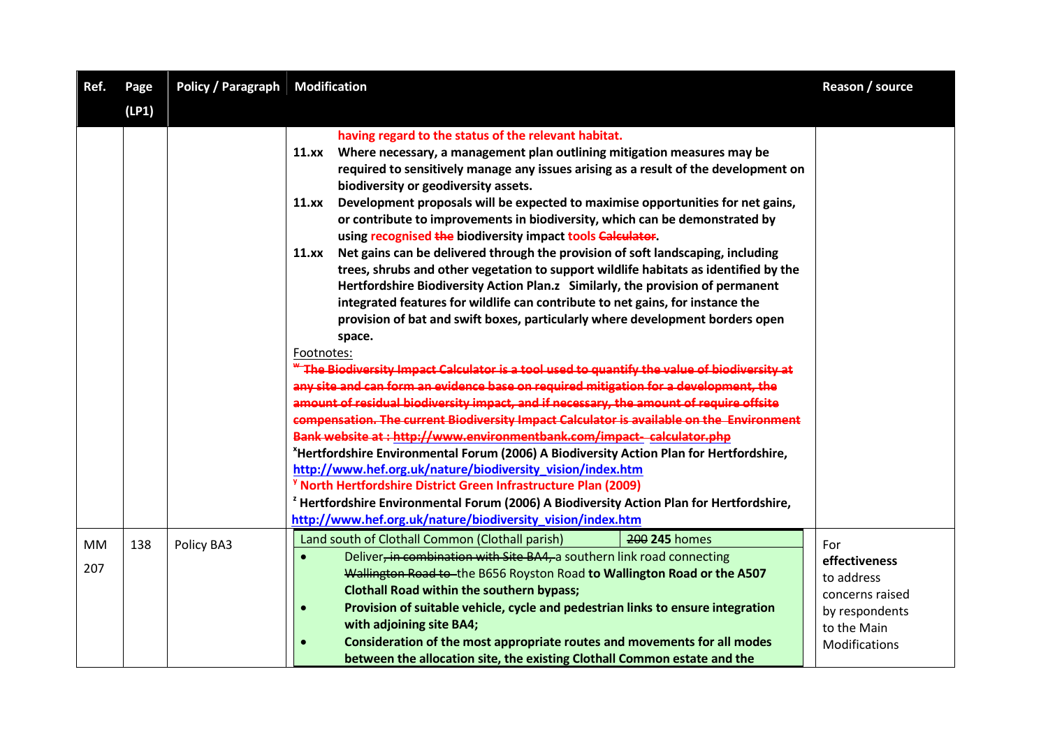| Ref. | Page (LP1) | Policy / Paragraph | Modification | Reason / source |
|---|---|---|---|---|
| | | | **having regard to the status of the relevant habitat.**<br>**11.xx Where necessary, a management plan outlining mitigation measures may be required to sensitively manage any issues arising as a result of the development on biodiversity or geodiversity assets.**<br>**11.xx Development proposals will be expected to maximise opportunities for net gains, or contribute to improvements in biodiversity, which can be demonstrated by using recognised ~~the~~ biodiversity impact tools ~~Calculator~~.**<br>**11.xx Net gains can be delivered through the provision of soft landscaping, including trees, shrubs and other vegetation to support wildlife habitats as identified by the Hertfordshire Biodiversity Action Plan.z Similarly, the provision of permanent integrated features for wildlife can contribute to net gains, for instance the provision of bat and swift boxes, particularly where development borders open space.**<br>Footnotes:<br>~~[w] The Biodiversity Impact Calculator is a tool used to quantify the value of biodiversity at any site and can form an evidence base on required mitigation for a development, the amount of residual biodiversity impact, and if necessary, the amount of require offsite compensation. The current Biodiversity Impact Calculator is available on the Environment Bank website at : http://www.environmentbank.com/impact- calculator.php~~<br>[x] **Hertfordshire Environmental Forum (2006) A Biodiversity Action Plan for Hertfordshire, http://www.hef.org.uk/nature/biodiversity_vision/index.htm**<br>[y] **North Hertfordshire District Green Infrastructure Plan (2009)**<br>[z] **Hertfordshire Environmental Forum (2006) A Biodiversity Action Plan for Hertfordshire, http://www.hef.org.uk/nature/biodiversity_vision/index.htm** | |
| MM 207 | 138 | Policy BA3 | Land south of Clothall Common (Clothall parish) — ~~200~~ **245** homes<br>• Deliver~~, in combination with Site BA4,~~ a southern link road connecting ~~Wallington Road to~~ the B656 Royston Road **to Wallington Road or the A507 Clothall Road within the southern bypass;**<br>• **Provision of suitable vehicle, cycle and pedestrian links to ensure integration with adjoining site BA4;**<br>• **Consideration of the most appropriate routes and movements for all modes between the allocation site, the existing Clothall Common estate and the** | For **effectiveness** to address concerns raised by respondents to the Main Modifications |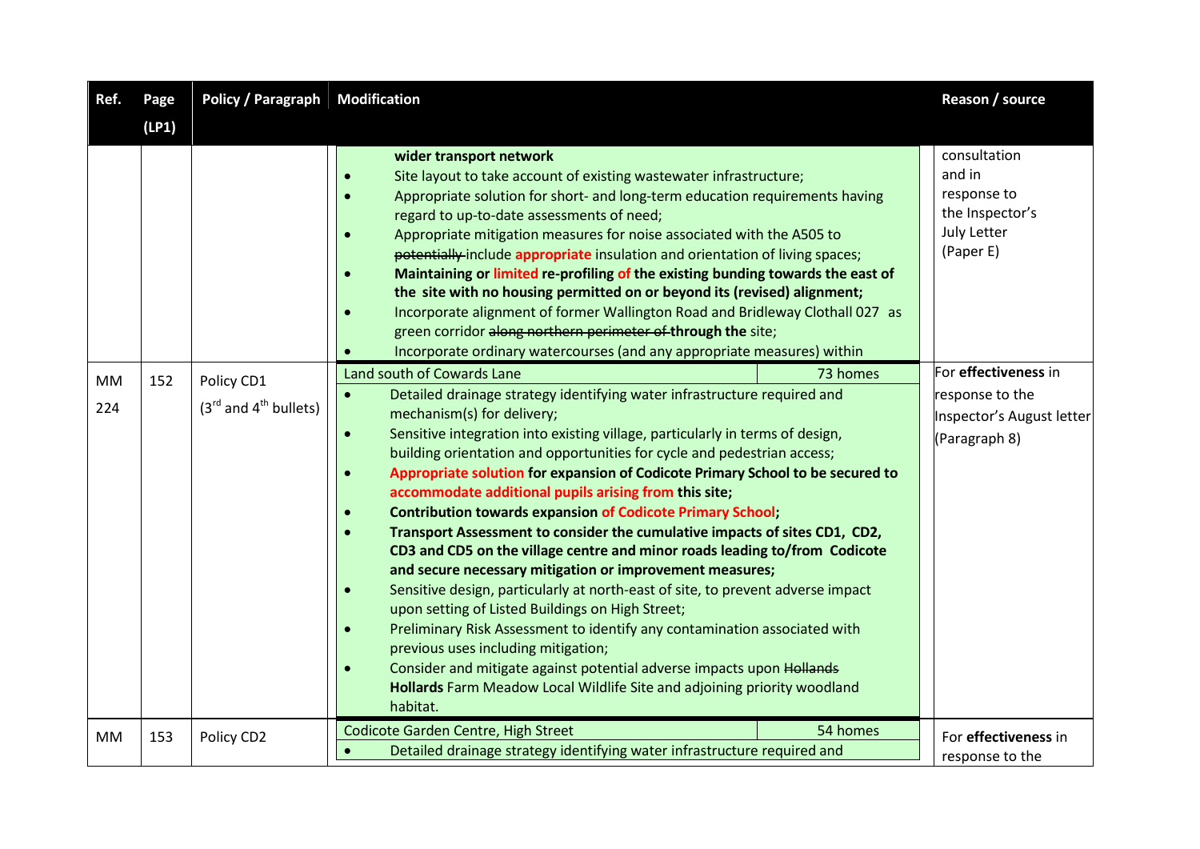| Ref. | Page (LP1) | Policy / Paragraph | Modification | Reason / source |
|---|---|---|---|---|
| | | | **wider transport network**<br>• Site layout to take account of existing wastewater infrastructure;<br>• Appropriate solution for short- and long-term education requirements having regard to up-to-date assessments of need;<br>• Appropriate mitigation measures for noise associated with the A505 to ~~potentially~~ include **appropriate** insulation and orientation of living spaces;<br>• **Maintaining or limited re-profiling of the existing bunding towards the east of the site with no housing permitted on or beyond its (revised) alignment;**<br>• Incorporate alignment of former Wallington Road and Bridleway Clothall 027 as green corridor ~~along northern perimeter of~~ **through the** site;<br>• Incorporate ordinary watercourses (and any appropriate measures) within | consultation and in response to the Inspector's July Letter (Paper E) |
| MM 224 | 152 | Policy CD1 (3rd and 4th bullets) | Land south of Cowards Lane — 73 homes<br>• Detailed drainage strategy identifying water infrastructure required and mechanism(s) for delivery;<br>• Sensitive integration into existing village, particularly in terms of design, building orientation and opportunities for cycle and pedestrian access;<br>• **Appropriate solution for expansion of Codicote Primary School to be secured to accommodate additional pupils arising from this site;**<br>• **Contribution towards expansion of Codicote Primary School;**<br>• **Transport Assessment to consider the cumulative impacts of sites CD1, CD2, CD3 and CD5 on the village centre and minor roads leading to/from Codicote and secure necessary mitigation or improvement measures;**<br>• Sensitive design, particularly at north-east of site, to prevent adverse impact upon setting of Listed Buildings on High Street;<br>• Preliminary Risk Assessment to identify any contamination associated with previous uses including mitigation;<br>• Consider and mitigate against potential adverse impacts upon ~~Hollands~~ **Hollards** Farm Meadow Local Wildlife Site and adjoining priority woodland habitat. | For **effectiveness** in response to the Inspector's August letter (Paragraph 8) |
| MM | 153 | Policy CD2 | Codicote Garden Centre, High Street — 54 homes<br>• Detailed drainage strategy identifying water infrastructure required and | For **effectiveness** in response to the |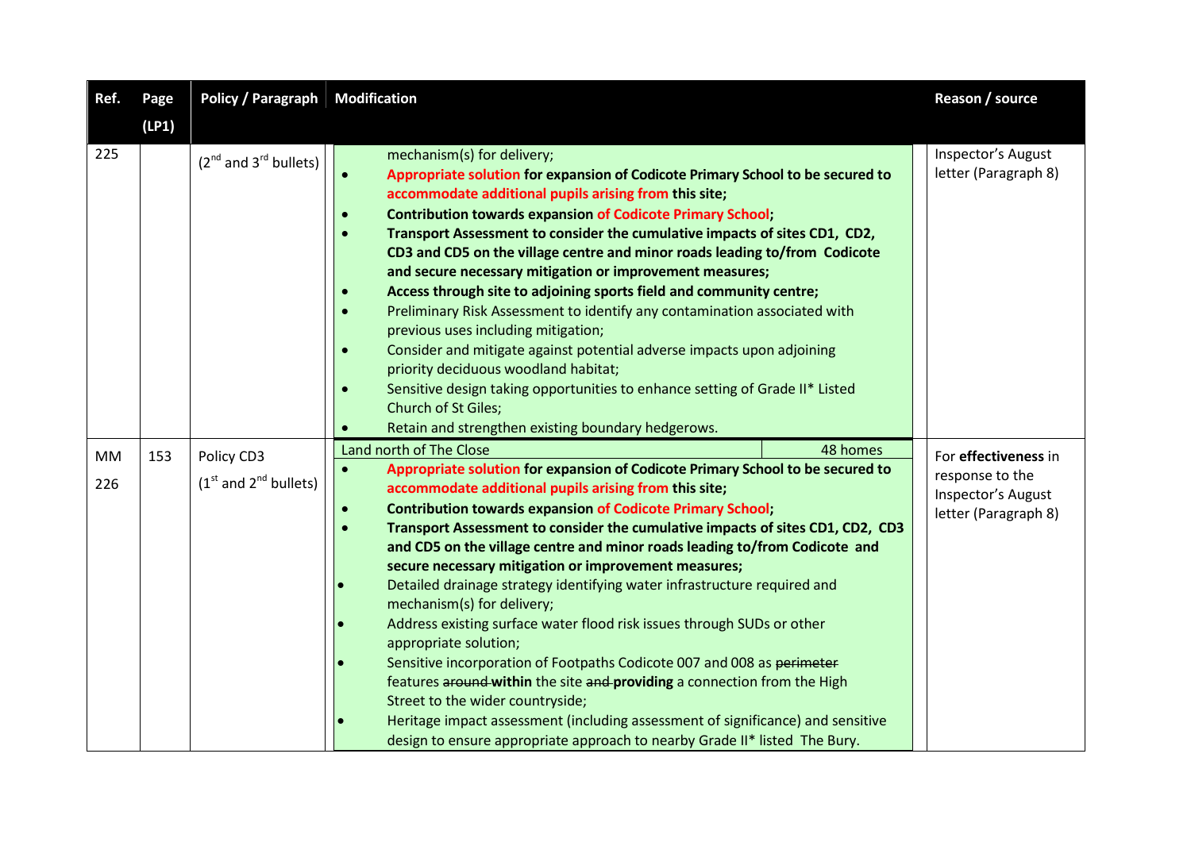| Ref. | Page (LP1) | Policy / Paragraph | Modification | Reason / source |
|---|---|---|---|---|
| 225 | | (2nd and 3rd bullets) | mechanism(s) for delivery;<br>• **Appropriate solution for expansion of Codicote Primary School to be secured to accommodate additional pupils arising from this site;**<br>• **Contribution towards expansion of Codicote Primary School;**<br>• **Transport Assessment to consider the cumulative impacts of sites CD1, CD2, CD3 and CD5 on the village centre and minor roads leading to/from Codicote and secure necessary mitigation or improvement measures;**<br>• **Access through site to adjoining sports field and community centre;**<br>• Preliminary Risk Assessment to identify any contamination associated with previous uses including mitigation;<br>• Consider and mitigate against potential adverse impacts upon adjoining priority deciduous woodland habitat;<br>• Sensitive design taking opportunities to enhance setting of Grade II* Listed Church of St Giles;<br>• Retain and strengthen existing boundary hedgerows. | Inspector's August letter (Paragraph 8) |
| MM 226 | 153 | Policy CD3<br>(1st and 2nd bullets) | Land north of The Close — 48 homes<br>• **Appropriate solution for expansion of Codicote Primary School to be secured to accommodate additional pupils arising from this site;**<br>• **Contribution towards expansion of Codicote Primary School;**<br>• **Transport Assessment to consider the cumulative impacts of sites CD1, CD2, CD3 and CD5 on the village centre and minor roads leading to/from Codicote and secure necessary mitigation or improvement measures;**<br>• Detailed drainage strategy identifying water infrastructure required and mechanism(s) for delivery;<br>• Address existing surface water flood risk issues through SUDs or other appropriate solution;<br>• Sensitive incorporation of Footpaths Codicote 007 and 008 as ~~perimeter~~ features ~~around~~ **within** the site ~~and~~ **providing** a connection from the High Street to the wider countryside;<br>• Heritage impact assessment (including assessment of significance) and sensitive design to ensure appropriate approach to nearby Grade II* listed The Bury. | For **effectiveness** in response to the Inspector's August letter (Paragraph 8) |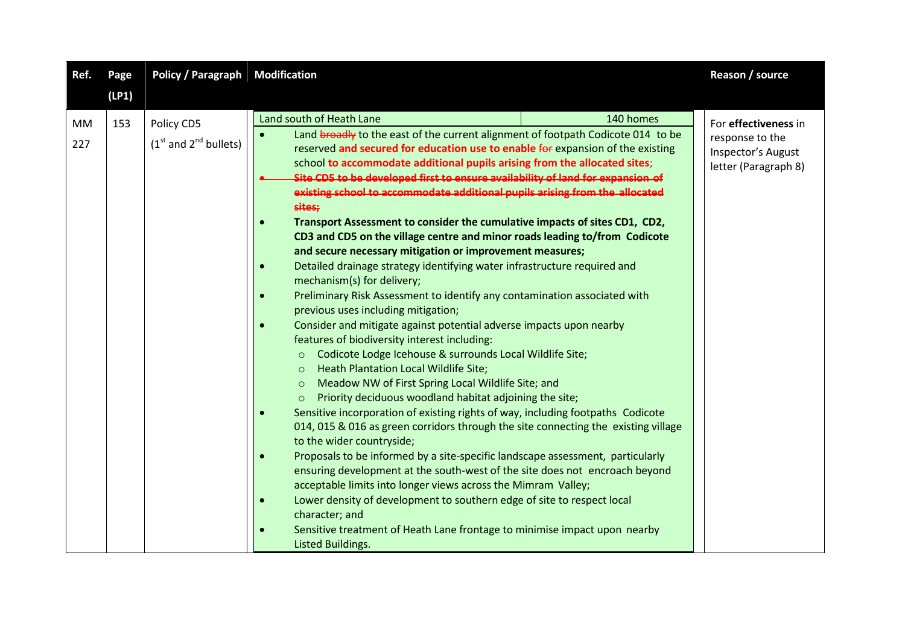| Ref. | Page (LP1) | Policy / Paragraph | Modification | Reason / source |
|---|---|---|---|---|
| MM 227 | 153 | Policy CD5 (1st and 2nd bullets) | Land south of Heath Lane — 140 homes<br>• Land ~~broadly~~ to the east of the current alignment of footpath Codicote 014 to be reserved **and secured for education use to enable** ~~for~~ expansion of the existing school **to accommodate additional pupils arising from the allocated sites**;<br>• ~~Site CD5 to be developed first to ensure availability of land for expansion of existing school to accommodate additional pupils arising from the allocated sites;~~<br>• **Transport Assessment to consider the cumulative impacts of sites CD1, CD2, CD3 and CD5 on the village centre and minor roads leading to/from Codicote and secure necessary mitigation or improvement measures;**<br>• Detailed drainage strategy identifying water infrastructure required and mechanism(s) for delivery;<br>• Preliminary Risk Assessment to identify any contamination associated with previous uses including mitigation;<br>• Consider and mitigate against potential adverse impacts upon nearby features of biodiversity interest including:<br>  ○ Codicote Lodge Icehouse & surrounds Local Wildlife Site;<br>  ○ Heath Plantation Local Wildlife Site;<br>  ○ Meadow NW of First Spring Local Wildlife Site; and<br>  ○ Priority deciduous woodland habitat adjoining the site;<br>• Sensitive incorporation of existing rights of way, including footpaths Codicote 014, 015 & 016 as green corridors through the site connecting the existing village to the wider countryside;<br>• Proposals to be informed by a site-specific landscape assessment, particularly ensuring development at the south-west of the site does not encroach beyond acceptable limits into longer views across the Mimram Valley;<br>• Lower density of development to southern edge of site to respect local character; and<br>• Sensitive treatment of Heath Lane frontage to minimise impact upon nearby Listed Buildings. | For **effectiveness** in response to the Inspector's August letter (Paragraph 8) |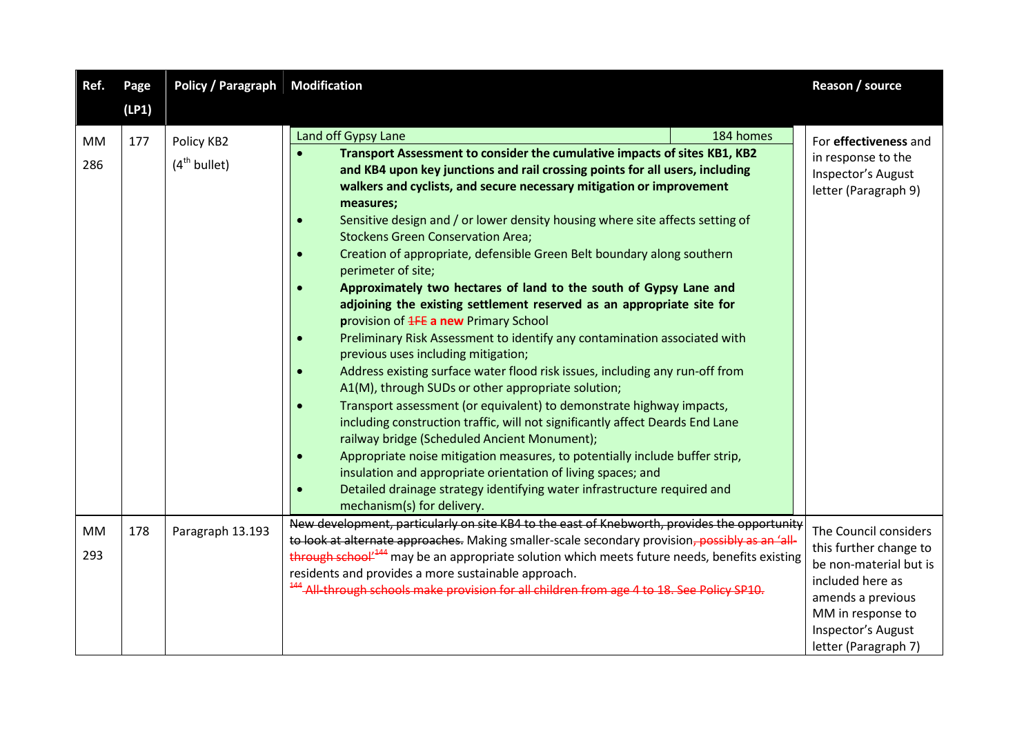| Ref. | Page (LP1) | Policy / Paragraph | Modification | Reason / source |
|---|---|---|---|---|
| MM 286 | 177 | Policy KB2 (4th bullet) | Land off Gypsy Lane — 184 homes<br>• **Transport Assessment to consider the cumulative impacts of sites KB1, KB2 and KB4 upon key junctions and rail crossing points for all users, including walkers and cyclists, and secure necessary mitigation or improvement measures;**<br>• Sensitive design and / or lower density housing where site affects setting of Stockens Green Conservation Area;<br>• Creation of appropriate, defensible Green Belt boundary along southern perimeter of site;<br>• **Approximately two hectares of land to the south of Gypsy Lane and adjoining the existing settlement reserved as an appropriate site for p**rovision of ~~1FE~~ **a new** Primary School<br>• Preliminary Risk Assessment to identify any contamination associated with previous uses including mitigation;<br>• Address existing surface water flood risk issues, including any run-off from A1(M), through SUDs or other appropriate solution;<br>• Transport assessment (or equivalent) to demonstrate highway impacts, including construction traffic, will not significantly affect Deards End Lane railway bridge (Scheduled Ancient Monument);<br>• Appropriate noise mitigation measures, to potentially include buffer strip, insulation and appropriate orientation of living spaces; and<br>• Detailed drainage strategy identifying water infrastructure required and mechanism(s) for delivery. | For **effectiveness** and in response to the Inspector's August letter (Paragraph 9) |
| MM 293 | 178 | Paragraph 13.193 | ~~New development, particularly on site KB4 to the east of Knebworth, provides the opportunity to look at alternate approaches.~~ Making smaller-scale secondary provision~~, possibly as an 'all-through school'[144]~~ may be an appropriate solution which meets future needs, benefits existing residents and provides a more sustainable approach.<br>~~[144] All-through schools make provision for all children from age 4 to 18. See Policy SP10.~~ | The Council considers this further change to be non-material but is included here as amends a previous MM in response to Inspector's August letter (Paragraph 7) |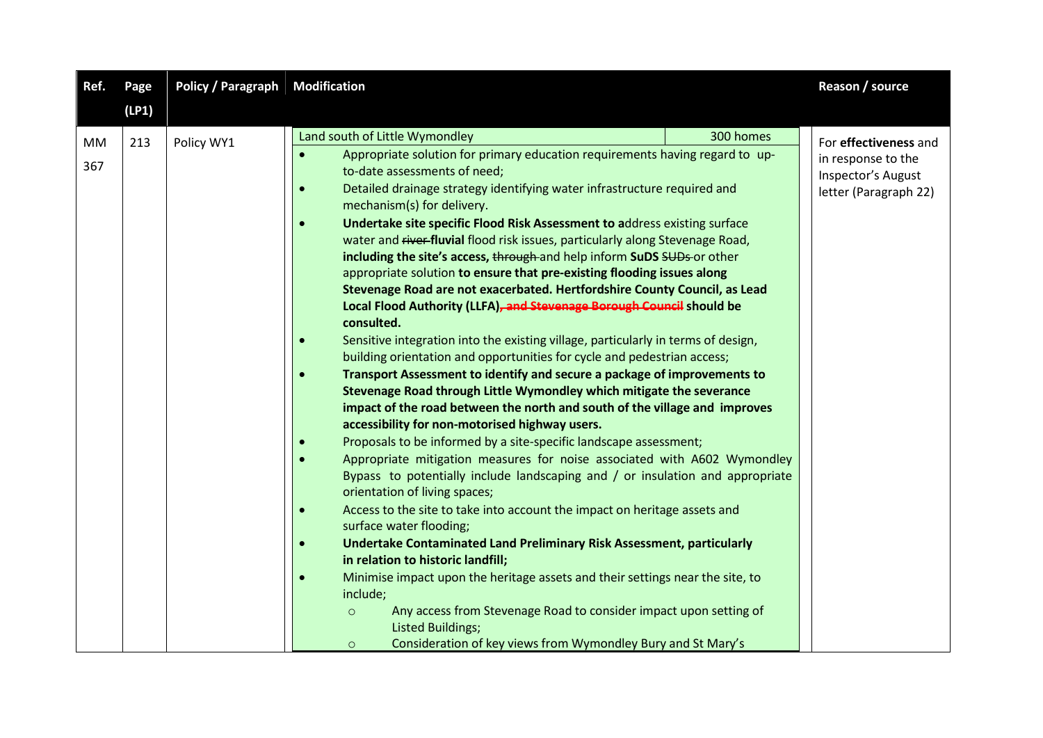| Ref. | Page (LP1) | Policy / Paragraph | Modification | Reason / source |
|---|---|---|---|---|
| MM 367 | 213 | Policy WY1 | Land south of Little Wymondley — 300 homes<br>• Appropriate solution for primary education requirements having regard to up-to-date assessments of need;<br>• Detailed drainage strategy identifying water infrastructure required and mechanism(s) for delivery.<br>• **Undertake site specific Flood Risk Assessment to a**ddress existing surface water and ~~river~~ **fluvial** flood risk issues, particularly along Stevenage Road, **including the site's access,** ~~through~~ and help inform **SuDS** ~~SUDs~~ or other appropriate solution **to ensure that pre-existing flooding issues along Stevenage Road are not exacerbated. Hertfordshire County Council, as Lead Local Flood Authority (LLFA)**~~, and Stevenage Borough Council~~ **should be consulted.**<br>• Sensitive integration into the existing village, particularly in terms of design, building orientation and opportunities for cycle and pedestrian access;<br>• **Transport Assessment to identify and secure a package of improvements to Stevenage Road through Little Wymondley which mitigate the severance impact of the road between the north and south of the village and improves accessibility for non-motorised highway users.**<br>• Proposals to be informed by a site-specific landscape assessment;<br>• Appropriate mitigation measures for noise associated with A602 Wymondley Bypass to potentially include landscaping and / or insulation and appropriate orientation of living spaces;<br>• Access to the site to take into account the impact on heritage assets and surface water flooding;<br>• **Undertake Contaminated Land Preliminary Risk Assessment, particularly in relation to historic landfill;**<br>• Minimise impact upon the heritage assets and their settings near the site, to include;<br>  ○ Any access from Stevenage Road to consider impact upon setting of Listed Buildings;<br>  ○ Consideration of key views from Wymondley Bury and St Mary's | For **effectiveness** and in response to the Inspector's August letter (Paragraph 22) |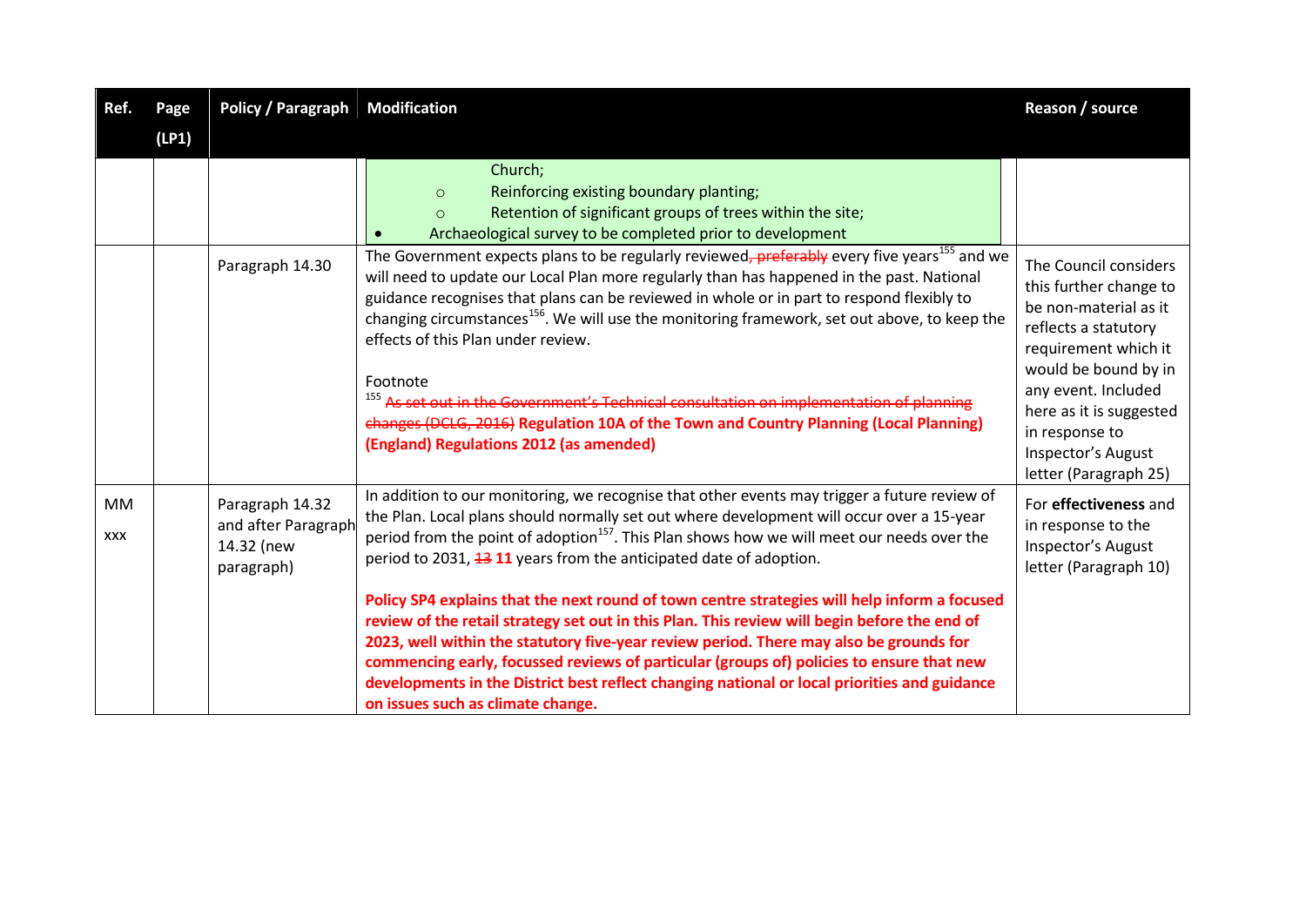| Ref. | Page (LP1) | Policy / Paragraph | Modification | Reason / source |
|---|---|---|---|---|
| | | | Church;<br>○ Reinforcing existing boundary planting;<br>○ Retention of significant groups of trees within the site;<br>• Archaeological survey to be completed prior to development | |
| | | Paragraph 14.30 | The Government expects plans to be regularly reviewed~~, preferably~~ every five years[155] and we will need to update our Local Plan more regularly than has happened in the past. National guidance recognises that plans can be reviewed in whole or in part to respond flexibly to changing circumstances[156]. We will use the monitoring framework, set out above, to keep the effects of this Plan under review.<br><br>Footnote<br>[155] ~~As set out in the Government's Technical consultation on implementation of planning changes (DCLG, 2016)~~ **Regulation 10A of the Town and Country Planning (Local Planning) (England) Regulations 2012 (as amended)** | The Council considers this further change to be non-material as it reflects a statutory requirement which it would be bound by in any event. Included here as it is suggested in response to Inspector's August letter (Paragraph 25) |
| MM xxx | | Paragraph 14.32 and after Paragraph 14.32 (new paragraph) | In addition to our monitoring, we recognise that other events may trigger a future review of the Plan. Local plans should normally set out where development will occur over a 15-year period from the point of adoption[157]. This Plan shows how we will meet our needs over the period to 2031, ~~13~~ **11** years from the anticipated date of adoption.<br><br>**Policy SP4 explains that the next round of town centre strategies will help inform a focused review of the retail strategy set out in this Plan. This review will begin before the end of 2023, well within the statutory five-year review period. There may also be grounds for commencing early, focussed reviews of particular (groups of) policies to ensure that new developments in the District best reflect changing national or local priorities and guidance on issues such as climate change.** | For **effectiveness** and in response to the Inspector's August letter (Paragraph 10) |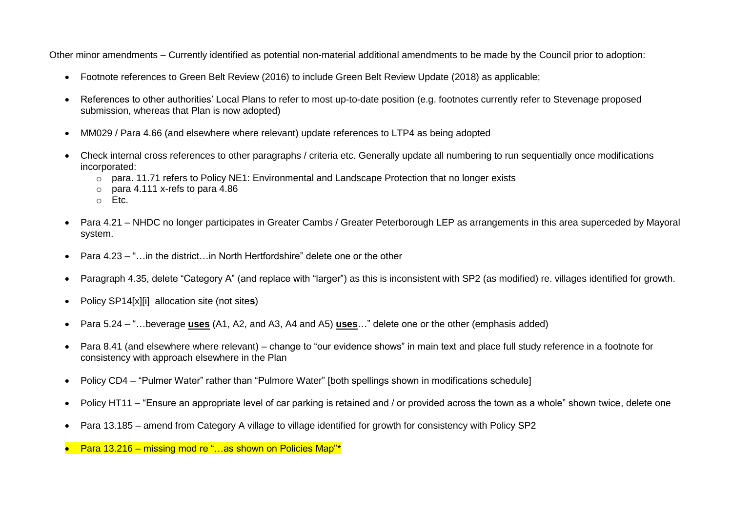Other minor amendments – Currently identified as potential non-material additional amendments to be made by the Council prior to adoption:

- Footnote references to Green Belt Review (2016) to include Green Belt Review Update (2018) as applicable;
- References to other authorities' Local Plans to refer to most up-to-date position (e.g. footnotes currently refer to Stevenage proposed submission, whereas that Plan is now adopted)
- MM029 / Para 4.66 (and elsewhere where relevant) update references to LTP4 as being adopted
- Check internal cross references to other paragraphs / criteria etc. Generally update all numbering to run sequentially once modifications incorporated:
  - para. 11.71 refers to Policy NE1: Environmental and Landscape Protection that no longer exists
  - para 4.111 x-refs to para 4.86
  - Etc.
- Para 4.21 – NHDC no longer participates in Greater Cambs / Greater Peterborough LEP as arrangements in this area superceded by Mayoral system.
- Para 4.23 – "…in the district…in North Hertfordshire" delete one or the other
- Paragraph 4.35, delete "Category A" (and replace with "larger") as this is inconsistent with SP2 (as modified) re. villages identified for growth.
- Policy SP14[x][i] allocation site (not site**s**)
- Para 5.24 – "…beverage **uses** (A1, A2, and A3, A4 and A5) **uses**…" delete one or the other (emphasis added)
- Para 8.41 (and elsewhere where relevant) – change to "our evidence shows" in main text and place full study reference in a footnote for consistency with approach elsewhere in the Plan
- Policy CD4 – "Pulmer Water" rather than "Pulmore Water" [both spellings shown in modifications schedule]
- Policy HT11 – "Ensure an appropriate level of car parking is retained and / or provided across the town as a whole" shown twice, delete one
- Para 13.185 – amend from Category A village to village identified for growth for consistency with Policy SP2
- Para 13.216 – missing mod re "…as shown on Policies Map"*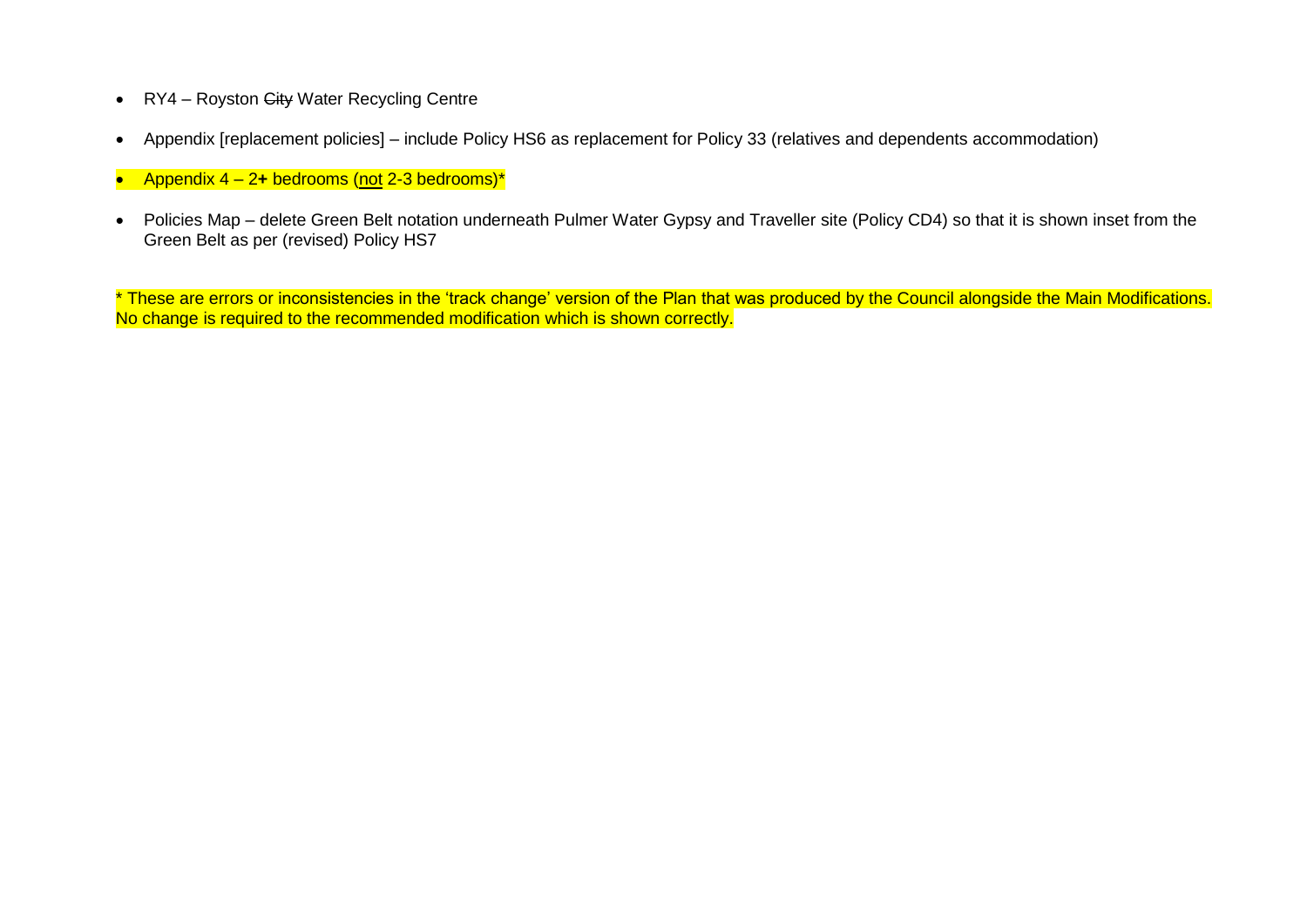- RY4 – Royston ~~City~~ Water Recycling Centre
- Appendix [replacement policies] – include Policy HS6 as replacement for Policy 33 (relatives and dependents accommodation)
- Appendix 4 – 2**+** bedrooms (<u>not</u> 2-3 bedrooms)*
- Policies Map – delete Green Belt notation underneath Pulmer Water Gypsy and Traveller site (Policy CD4) so that it is shown inset from the Green Belt as per (revised) Policy HS7

* These are errors or inconsistencies in the 'track change' version of the Plan that was produced by the Council alongside the Main Modifications. No change is required to the recommended modification which is shown correctly.